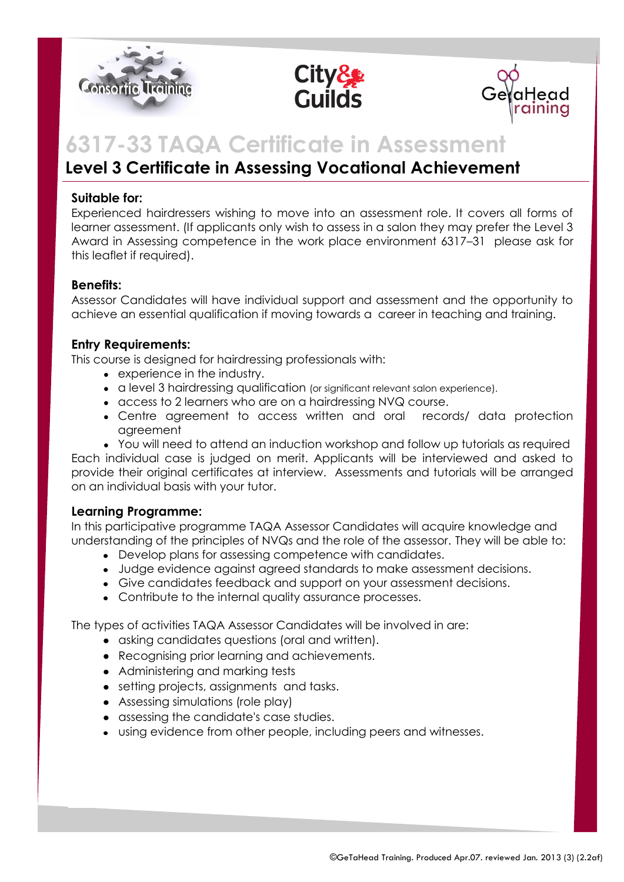# 6317-33 TAQA Certificate in Assessment

## Level 3 Certificate in Assessing Vocational Achievement

### Suitable for:

Experienced hairdressers wishing to move into an assessment role. It covers all forms of learner assessment. (If applicants only wish to assess in a salon they may prefer the Level 3 Award in Assessing competence in the work place environment 6317–31 please ask for this leaflet if required).

### Benefits:

Assessor Candidates will have individual support and assessment and the opportunity to achieve an essential qualification if moving towards a career in teaching and training.

### Entry Requirements:

This course is designed for hairdressing professionals with:

- experience in the industry.
- a level 3 hairdressing qualification (or significant relevant salon experience).
- access to 2 learners who are on a hairdressing NVQ course.
- Centre agreement to access written and oral records/ data protection agreement
- You will need to attend an induction workshop and follow up tutorials as required

Each individual case is judged on merit. Applicants will be interviewed and asked to provide their original certificates at interview. Assessments and tutorials will be arranged on an individual basis with your tutor.

### Learning Programme:

In this participative programme TAQA Assessor Candidates will acquire knowledge and understanding of the principles of NVQs and the role of the assessor. They will be able to:

- Develop plans for assessing competence with candidates.
- Judge evidence against agreed standards to make assessment decisions.
- Give candidates feedback and support on your assessment decisions.
- Contribute to the internal quality assurance processes.

The types of activities TAQA Assessor Candidates will be involved in are:

- asking candidates questions (oral and written).
- Recognising prior learning and achievements.
- Administering and marking tests
- setting projects, assignments and tasks.
- Assessing simulations (role play)
- assessing the candidate's case studies.
- using evidence from other people, including peers and witnesses.

©GeTaHead Training. Produced Apr.07. reviewed Jan. 2013 (3) (2.2af)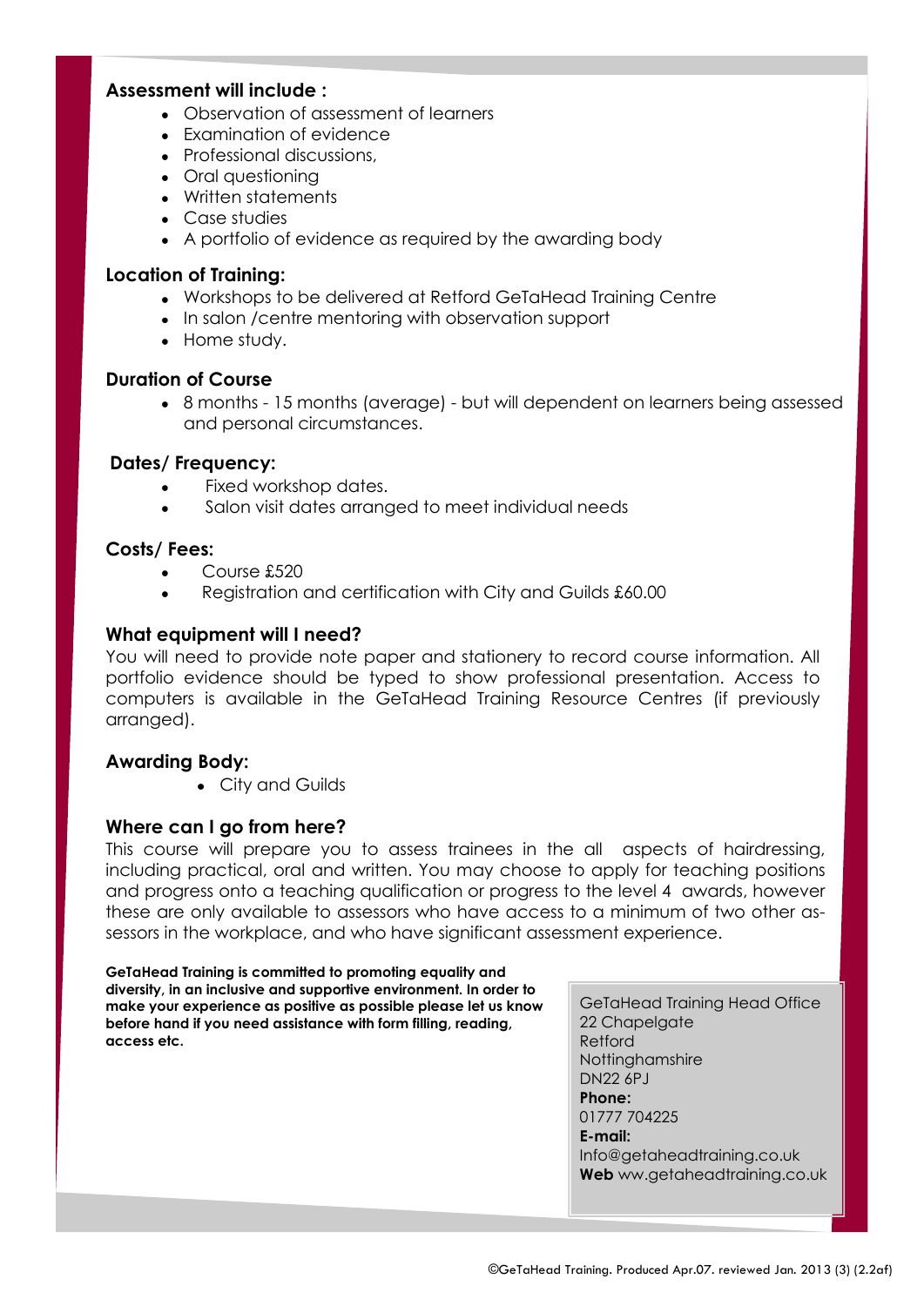### Assessment will include :

- Observation of assessment of learners
- Examination of evidence
- Professional discussions,
- Oral questioning
- Written statements
- Case studies
- A portfolio of evidence as required by the awarding body

### Location of Training:

- Workshops to be delivered at Retford GeTaHead Training Centre
- In salon /centre mentoring with observation support
- Home study.

### Duration of Course

- 8 months - 15 months (average) - but will dependent on learners being assessed and personal circumstances.

### Dates/ Frequency:

- Fixed workshop dates.
- Salon visit dates arranged to meet individual needs

### Costs/ Fees:

- Course £520
- Registration and certification with City and Guilds £60.00

### What equipment will I need?

You will need to provide note paper and stationery to record course information. All portfolio evidence should be typed to show professional presentation. Access to computers is available in the GeTaHead Training Resource Centres (if previously arranged).

### Awarding Body:

- City and Guilds

### Where can I go from here?

This course will prepare you to assess trainees in the all aspects of hairdressing, including practical, oral and written. You may choose to apply for teaching positions and progress onto a teaching qualification or progress to the level 4 awards, however these are only available to assessors who have access to a minimum of two other assessors in the workplace, and who have significant assessment experience.

**GeTaHead Training is committed to promoting equality and diversity, in an inclusive and supportive environment. In order to make your experience as positive as possible please let us know before hand if you need assistance with form filling, reading, access etc.**

GeTaHead Training Head Office
22 Chapelgate
Retford
Nottinghamshire
DN22 6PJ
**Phone:**
01777 704225
**E-mail:**
Info@getaheadtraining.co.uk
**Web** ww.getaheadtraining.co.uk

©GeTaHead Training. Produced Apr.07. reviewed Jan. 2013 (3) (2.2af)